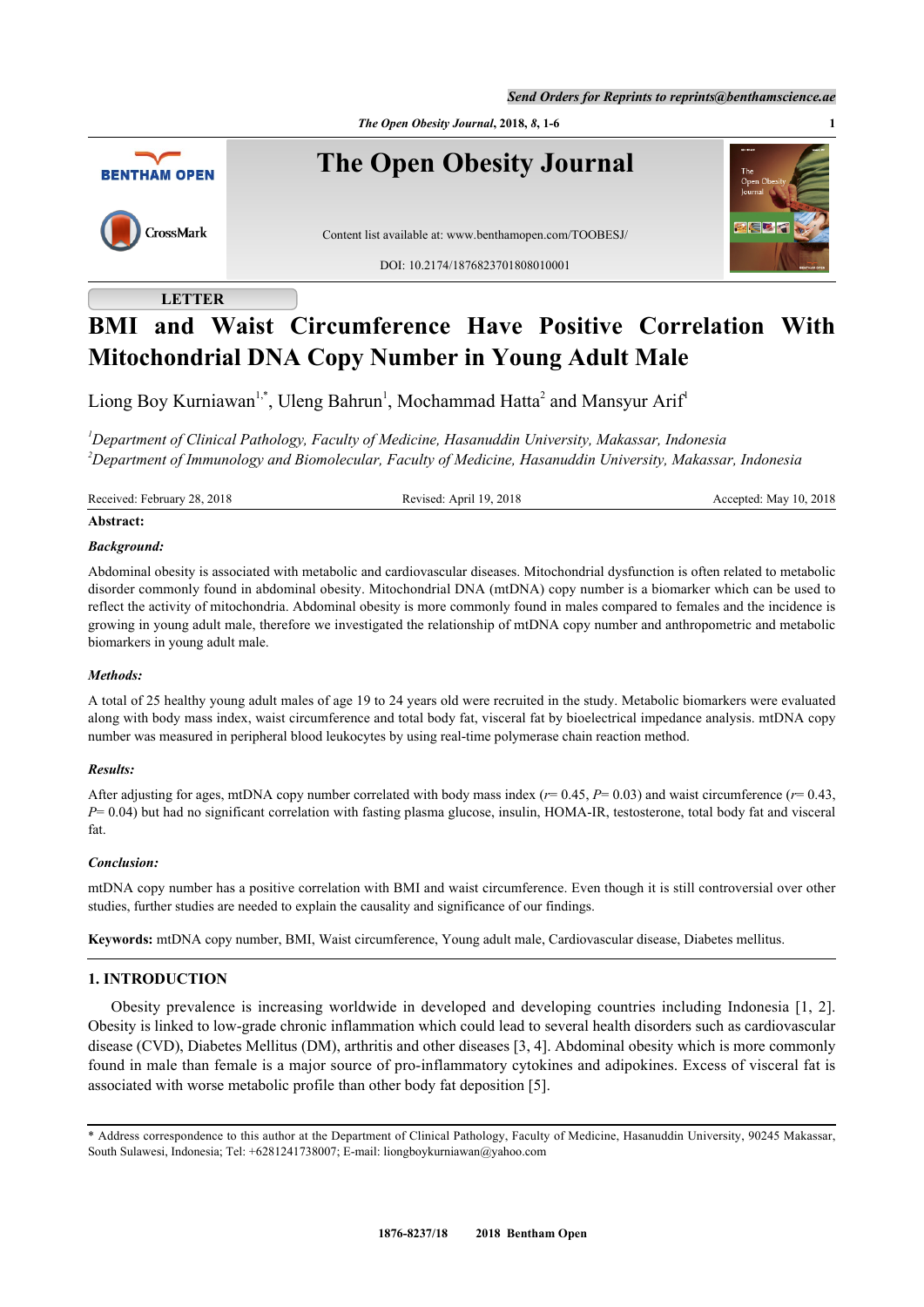LETTER

# BMI and Waist Circumference Have Positive Correlation With Mitochondrial DNA Copy Number in Young Adult Male

Liong Boy Kurniawan[1,*], Uleng Bahrun[1], Mochammad Hatta[2] and Mansyur Arif[1]

[1]*Department of Clinical Pathology, Faculty of Medicine, Hasanuddin University, Makassar, Indonesia*
[2]*Department of Immunology and Biomolecular, Faculty of Medicine, Hasanuddin University, Makassar, Indonesia*

Received: February 28, 2018 Revised: April 19, 2018 Accepted: May 10, 2018

**Abstract:**

***Background:***

Abdominal obesity is associated with metabolic and cardiovascular diseases. Mitochondrial dysfunction is often related to metabolic disorder commonly found in abdominal obesity. Mitochondrial DNA (mtDNA) copy number is a biomarker which can be used to reflect the activity of mitochondria. Abdominal obesity is more commonly found in males compared to females and the incidence is growing in young adult male, therefore we investigated the relationship of mtDNA copy number and anthropometric and metabolic biomarkers in young adult male.

***Methods:***

A total of 25 healthy young adult males of age 19 to 24 years old were recruited in the study. Metabolic biomarkers were evaluated along with body mass index, waist circumference and total body fat, visceral fat by bioelectrical impedance analysis. mtDNA copy number was measured in peripheral blood leukocytes by using real-time polymerase chain reaction method.

***Results:***

After adjusting for ages, mtDNA copy number correlated with body mass index ($r$= 0.45, $P$= 0.03) and waist circumference ($r$= 0.43, $P$= 0.04) but had no significant correlation with fasting plasma glucose, insulin, HOMA-IR, testosterone, total body fat and visceral fat.

***Conclusion:***

mtDNA copy number has a positive correlation with BMI and waist circumference. Even though it is still controversial over other studies, further studies are needed to explain the causality and significance of our findings.

**Keywords:** mtDNA copy number, BMI, Waist circumference, Young adult male, Cardiovascular disease, Diabetes mellitus.

## 1. INTRODUCTION

Obesity prevalence is increasing worldwide in developed and developing countries including Indonesia [1, 2]. Obesity is linked to low-grade chronic inflammation which could lead to several health disorders such as cardiovascular disease (CVD), Diabetes Mellitus (DM), arthritis and other diseases [3, 4]. Abdominal obesity which is more commonly found in male than female is a major source of pro-inflammatory cytokines and adipokines. Excess of visceral fat is associated with worse metabolic profile than other body fat deposition [5].

* Address correspondence to this author at the Department of Clinical Pathology, Faculty of Medicine, Hasanuddin University, 90245 Makassar, South Sulawesi, Indonesia; Tel: +6281241738007; E-mail: liongboykurniawan@yahoo.com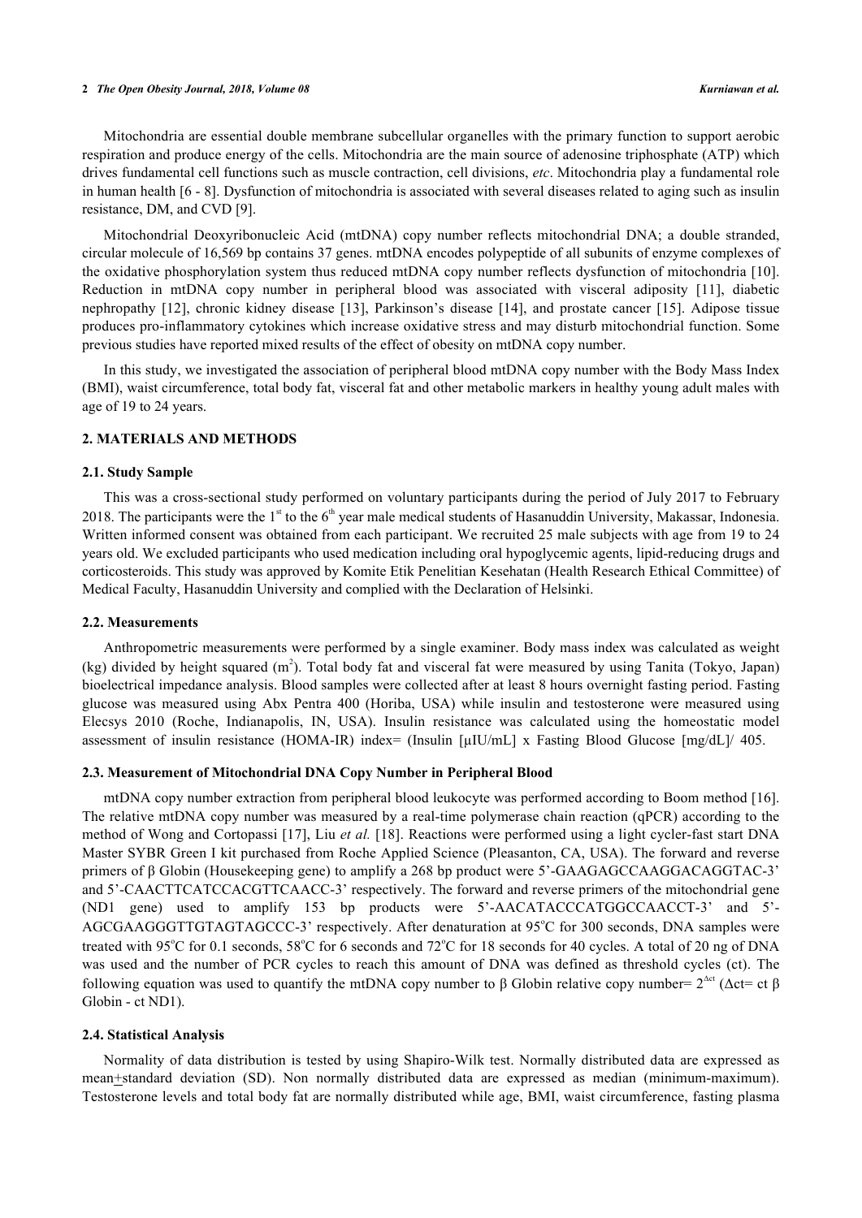Mitochondria are essential double membrane subcellular organelles with the primary function to support aerobic respiration and produce energy of the cells. Mitochondria are the main source of adenosine triphosphate (ATP) which drives fundamental cell functions such as muscle contraction, cell divisions, *etc*. Mitochondria play a fundamental role in human health [6 - 8]. Dysfunction of mitochondria is associated with several diseases related to aging such as insulin resistance, DM, and CVD [9].

Mitochondrial Deoxyribonucleic Acid (mtDNA) copy number reflects mitochondrial DNA; a double stranded, circular molecule of 16,569 bp contains 37 genes. mtDNA encodes polypeptide of all subunits of enzyme complexes of the oxidative phosphorylation system thus reduced mtDNA copy number reflects dysfunction of mitochondria [10]. Reduction in mtDNA copy number in peripheral blood was associated with visceral adiposity [11], diabetic nephropathy [12], chronic kidney disease [13], Parkinson's disease [14], and prostate cancer [15]. Adipose tissue produces pro-inflammatory cytokines which increase oxidative stress and may disturb mitochondrial function. Some previous studies have reported mixed results of the effect of obesity on mtDNA copy number.

In this study, we investigated the association of peripheral blood mtDNA copy number with the Body Mass Index (BMI), waist circumference, total body fat, visceral fat and other metabolic markers in healthy young adult males with age of 19 to 24 years.

## 2. MATERIALS AND METHODS

### 2.1. Study Sample

This was a cross-sectional study performed on voluntary participants during the period of July 2017 to February 2018. The participants were the 1st to the 6th year male medical students of Hasanuddin University, Makassar, Indonesia. Written informed consent was obtained from each participant. We recruited 25 male subjects with age from 19 to 24 years old. We excluded participants who used medication including oral hypoglycemic agents, lipid-reducing drugs and corticosteroids. This study was approved by Komite Etik Penelitian Kesehatan (Health Research Ethical Committee) of Medical Faculty, Hasanuddin University and complied with the Declaration of Helsinki.

### 2.2. Measurements

Anthropometric measurements were performed by a single examiner. Body mass index was calculated as weight (kg) divided by height squared ($m^2$). Total body fat and visceral fat were measured by using Tanita (Tokyo, Japan) bioelectrical impedance analysis. Blood samples were collected after at least 8 hours overnight fasting period. Fasting glucose was measured using Abx Pentra 400 (Horiba, USA) while insulin and testosterone were measured using Elecsys 2010 (Roche, Indianapolis, IN, USA). Insulin resistance was calculated using the homeostatic model assessment of insulin resistance (HOMA-IR) index= (Insulin [µIU/mL] x Fasting Blood Glucose [mg/dL]/ 405.

### 2.3. Measurement of Mitochondrial DNA Copy Number in Peripheral Blood

mtDNA copy number extraction from peripheral blood leukocyte was performed according to Boom method [16]. The relative mtDNA copy number was measured by a real-time polymerase chain reaction (qPCR) according to the method of Wong and Cortopassi [17], Liu *et al.* [18]. Reactions were performed using a light cycler-fast start DNA Master SYBR Green I kit purchased from Roche Applied Science (Pleasanton, CA, USA). The forward and reverse primers of β Globin (Housekeeping gene) to amplify a 268 bp product were 5'-GAAGAGCCAAGGACAGGTAC-3' and 5'-CAACTTCATCCACGTTCAACC-3' respectively. The forward and reverse primers of the mitochondrial gene (ND1 gene) used to amplify 153 bp products were 5'-AACATACCCATGGCCAACCT-3' and 5'-AGCGAAGGGTTGTAGTAGCCC-3' respectively. After denaturation at 95°C for 300 seconds, DNA samples were treated with 95°C for 0.1 seconds, 58°C for 6 seconds and 72°C for 18 seconds for 40 cycles. A total of 20 ng of DNA was used and the number of PCR cycles to reach this amount of DNA was defined as threshold cycles (ct). The following equation was used to quantify the mtDNA copy number to β Globin relative copy number= $2^{\Delta ct}$ (Δct= ct β Globin - ct ND1).

### 2.4. Statistical Analysis

Normality of data distribution is tested by using Shapiro-Wilk test. Normally distributed data are expressed as mean±standard deviation (SD). Non normally distributed data are expressed as median (minimum-maximum). Testosterone levels and total body fat are normally distributed while age, BMI, waist circumference, fasting plasma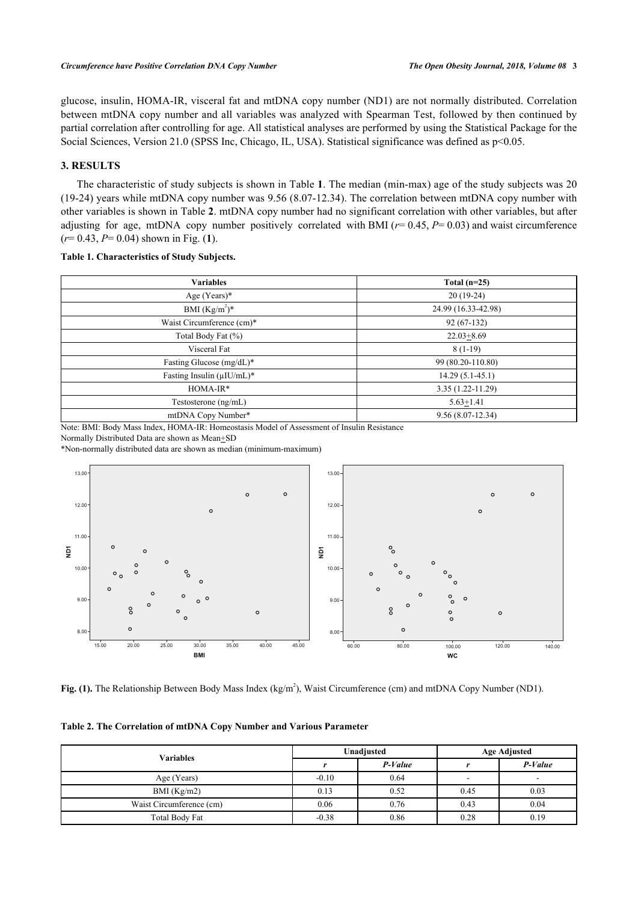glucose, insulin, HOMA-IR, visceral fat and mtDNA copy number (ND1) are not normally distributed. Correlation between mtDNA copy number and all variables was analyzed with Spearman Test, followed by then continued by partial correlation after controlling for age. All statistical analyses are performed by using the Statistical Package for the Social Sciences, Version 21.0 (SPSS Inc, Chicago, IL, USA). Statistical significance was defined as $p<0.05$.

## 3. RESULTS

The characteristic of study subjects is shown in Table **1**. The median (min-max) age of the study subjects was 20 (19-24) years while mtDNA copy number was 9.56 (8.07-12.34). The correlation between mtDNA copy number with other variables is shown in Table **2**. mtDNA copy number had no significant correlation with other variables, but after adjusting for age, mtDNA copy number positively correlated with BMI ($r$= 0.45, $P$= 0.03) and waist circumference ($r$= 0.43, $P$= 0.04) shown in Fig. (**1**).

**Table 1. Characteristics of Study Subjects.**

| Variables | Total (n=25) |
|---|---|
| Age (Years)* | 20 (19-24) |
| BMI (Kg/m$^2$)* | 24.99 (16.33-42.98) |
| Waist Circumference (cm)* | 92 (67-132) |
| Total Body Fat (%) | 22.03$\pm$8.69 |
| Visceral Fat | 8 (1-19) |
| Fasting Glucose (mg/dL)* | 99 (80.20-110.80) |
| Fasting Insulin (μIU/mL)* | 14.29 (5.1-45.1) |
| HOMA-IR* | 3.35 (1.22-11.29) |
| Testosterone (ng/mL) | 5.63$\pm$1.41 |
| mtDNA Copy Number* | 9.56 (8.07-12.34) |

Note: BMI: Body Mass Index, HOMA-IR: Homeostasis Model of Assessment of Insulin Resistance
Normally Distributed Data are shown as Mean$\pm$SD
*Non-normally distributed data are shown as median (minimum-maximum)

**Fig. (1).** The Relationship Between Body Mass Index (kg/m$^2$), Waist Circumference (cm) and mtDNA Copy Number (ND1).

**Table 2. The Correlation of mtDNA Copy Number and Various Parameter**

| Variables | Unadjusted | | Age Adjusted | |
|---|---|---|---|---|
| | *r* | *P-Value* | *r* | *P-Value* |
| Age (Years) | -0.10 | 0.64 | - | - |
| BMI (Kg/m2) | 0.13 | 0.52 | 0.45 | 0.03 |
| Waist Circumference (cm) | 0.06 | 0.76 | 0.43 | 0.04 |
| Total Body Fat | -0.38 | 0.86 | 0.28 | 0.19 |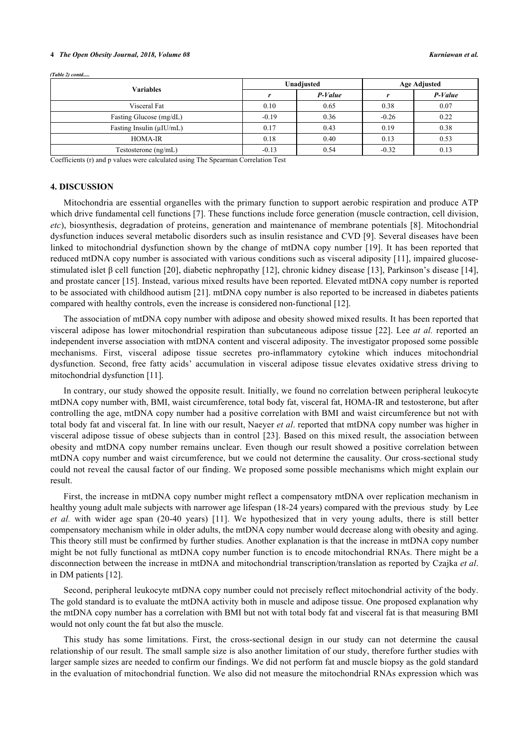*(Table 2) contd.....*

| Variables | Unadjusted | | Age Adjusted | |
|---|---|---|---|---|
| | *r* | *P-Value* | *r* | *P-Value* |
| Visceral Fat | 0.10 | 0.65 | 0.38 | 0.07 |
| Fasting Glucose (mg/dL) | -0.19 | 0.36 | -0.26 | 0.22 |
| Fasting Insulin (µIU/mL) | 0.17 | 0.43 | 0.19 | 0.38 |
| HOMA-IR | 0.18 | 0.40 | 0.13 | 0.53 |
| Testosterone (ng/mL) | -0.13 | 0.54 | -0.32 | 0.13 |

Coefficients (r) and p values were calculated using The Spearman Correlation Test

## 4. DISCUSSION

Mitochondria are essential organelles with the primary function to support aerobic respiration and produce ATP which drive fundamental cell functions [7]. These functions include force generation (muscle contraction, cell division, *etc*), biosynthesis, degradation of proteins, generation and maintenance of membrane potentials [8]. Mitochondrial dysfunction induces several metabolic disorders such as insulin resistance and CVD [9]. Several diseases have been linked to mitochondrial dysfunction shown by the change of mtDNA copy number [19]. It has been reported that reduced mtDNA copy number is associated with various conditions such as visceral adiposity [11], impaired glucose-stimulated islet β cell function [20], diabetic nephropathy [12], chronic kidney disease [13], Parkinson's disease [14], and prostate cancer [15]. Instead, various mixed results have been reported. Elevated mtDNA copy number is reported to be associated with childhood autism [21]. mtDNA copy number is also reported to be increased in diabetes patients compared with healthy controls, even the increase is considered non-functional [12].

The association of mtDNA copy number with adipose and obesity showed mixed results. It has been reported that visceral adipose has lower mitochondrial respiration than subcutaneous adipose tissue [22]. Lee *at al.* reported an independent inverse association with mtDNA content and visceral adiposity. The investigator proposed some possible mechanisms. First, visceral adipose tissue secretes pro-inflammatory cytokine which induces mitochondrial dysfunction. Second, free fatty acids' accumulation in visceral adipose tissue elevates oxidative stress driving to mitochondrial dysfunction [11].

In contrary, our study showed the opposite result. Initially, we found no correlation between peripheral leukocyte mtDNA copy number with, BMI, waist circumference, total body fat, visceral fat, HOMA-IR and testosterone, but after controlling the age, mtDNA copy number had a positive correlation with BMI and waist circumference but not with total body fat and visceral fat. In line with our result, Naeyer *et al*. reported that mtDNA copy number was higher in visceral adipose tissue of obese subjects than in control [23]. Based on this mixed result, the association between obesity and mtDNA copy number remains unclear. Even though our result showed a positive correlation between mtDNA copy number and waist circumference, but we could not determine the causality. Our cross-sectional study could not reveal the causal factor of our finding. We proposed some possible mechanisms which might explain our result.

First, the increase in mtDNA copy number might reflect a compensatory mtDNA over replication mechanism in healthy young adult male subjects with narrower age lifespan (18-24 years) compared with the previous study by Lee *et al.* with wider age span (20-40 years) [11]. We hypothesized that in very young adults, there is still better compensatory mechanism while in older adults, the mtDNA copy number would decrease along with obesity and aging. This theory still must be confirmed by further studies. Another explanation is that the increase in mtDNA copy number might be not fully functional as mtDNA copy number function is to encode mitochondrial RNAs. There might be a disconnection between the increase in mtDNA and mitochondrial transcription/translation as reported by Czajka *et al*. in DM patients [12].

Second, peripheral leukocyte mtDNA copy number could not precisely reflect mitochondrial activity of the body. The gold standard is to evaluate the mtDNA activity both in muscle and adipose tissue. One proposed explanation why the mtDNA copy number has a correlation with BMI but not with total body fat and visceral fat is that measuring BMI would not only count the fat but also the muscle.

This study has some limitations. First, the cross-sectional design in our study can not determine the causal relationship of our result. The small sample size is also another limitation of our study, therefore further studies with larger sample sizes are needed to confirm our findings. We did not perform fat and muscle biopsy as the gold standard in the evaluation of mitochondrial function. We also did not measure the mitochondrial RNAs expression which was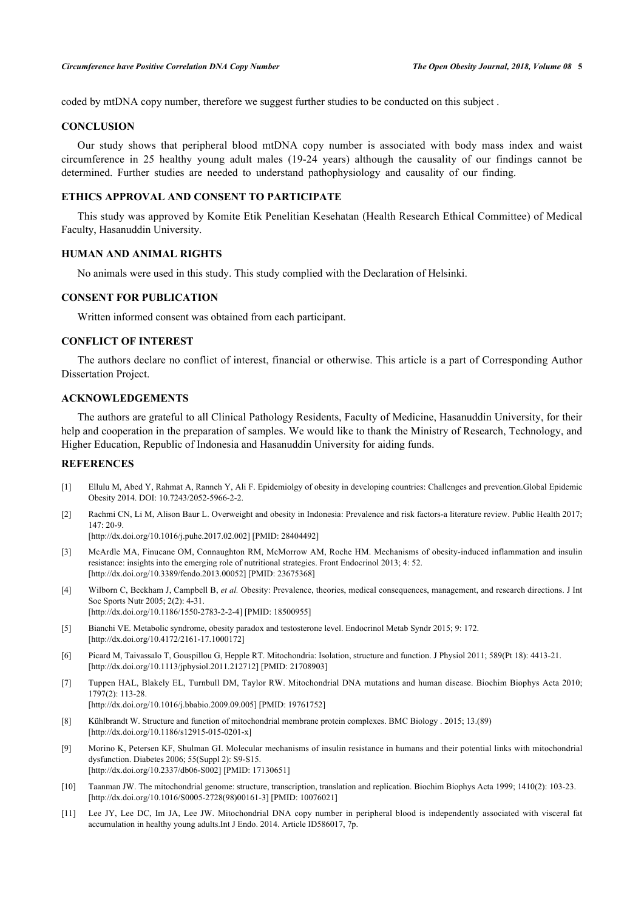coded by mtDNA copy number, therefore we suggest further studies to be conducted on this subject .

## CONCLUSION

Our study shows that peripheral blood mtDNA copy number is associated with body mass index and waist circumference in 25 healthy young adult males (19-24 years) although the causality of our findings cannot be determined. Further studies are needed to understand pathophysiology and causality of our finding.

## ETHICS APPROVAL AND CONSENT TO PARTICIPATE

This study was approved by Komite Etik Penelitian Kesehatan (Health Research Ethical Committee) of Medical Faculty, Hasanuddin University.

## HUMAN AND ANIMAL RIGHTS

No animals were used in this study. This study complied with the Declaration of Helsinki.

## CONSENT FOR PUBLICATION

Written informed consent was obtained from each participant.

## CONFLICT OF INTEREST

The authors declare no conflict of interest, financial or otherwise. This article is a part of Corresponding Author Dissertation Project.

## ACKNOWLEDGEMENTS

The authors are grateful to all Clinical Pathology Residents, Faculty of Medicine, Hasanuddin University, for their help and cooperation in the preparation of samples. We would like to thank the Ministry of Research, Technology, and Higher Education, Republic of Indonesia and Hasanuddin University for aiding funds.

## REFERENCES

[1] Ellulu M, Abed Y, Rahmat A, Ranneh Y, Ali F. Epidemiolgy of obesity in developing countries: Challenges and prevention.Global Epidemic Obesity 2014. DOI: 10.7243/2052-5966-2-2.

[2] Rachmi CN, Li M, Alison Baur L. Overweight and obesity in Indonesia: Prevalence and risk factors-a literature review. Public Health 2017; 147: 20-9. [http://dx.doi.org/10.1016/j.puhe.2017.02.002] [PMID: 28404492]

[3] McArdle MA, Finucane OM, Connaughton RM, McMorrow AM, Roche HM. Mechanisms of obesity-induced inflammation and insulin resistance: insights into the emerging role of nutritional strategies. Front Endocrinol 2013; 4: 52. [http://dx.doi.org/10.3389/fendo.2013.00052] [PMID: 23675368]

[4] Wilborn C, Beckham J, Campbell B, *et al.* Obesity: Prevalence, theories, medical consequences, management, and research directions. J Int Soc Sports Nutr 2005; 2(2): 4-31. [http://dx.doi.org/10.1186/1550-2783-2-2-4] [PMID: 18500955]

[5] Bianchi VE. Metabolic syndrome, obesity paradox and testosterone level. Endocrinol Metab Syndr 2015; 9: 172. [http://dx.doi.org/10.4172/2161-17.1000172]

[6] Picard M, Taivassalo T, Gouspillou G, Hepple RT. Mitochondria: Isolation, structure and function. J Physiol 2011; 589(Pt 18): 4413-21. [http://dx.doi.org/10.1113/jphysiol.2011.212712] [PMID: 21708903]

[7] Tuppen HAL, Blakely EL, Turnbull DM, Taylor RW. Mitochondrial DNA mutations and human disease. Biochim Biophys Acta 2010; 1797(2): 113-28. [http://dx.doi.org/10.1016/j.bbabio.2009.09.005] [PMID: 19761752]

[8] Kühlbrandt W. Structure and function of mitochondrial membrane protein complexes. BMC Biology . 2015; 13.(89) [http://dx.doi.org/10.1186/s12915-015-0201-x]

[9] Morino K, Petersen KF, Shulman GI. Molecular mechanisms of insulin resistance in humans and their potential links with mitochondrial dysfunction. Diabetes 2006; 55(Suppl 2): S9-S15. [http://dx.doi.org/10.2337/db06-S002] [PMID: 17130651]

[10] Taanman JW. The mitochondrial genome: structure, transcription, translation and replication. Biochim Biophys Acta 1999; 1410(2): 103-23. [http://dx.doi.org/10.1016/S0005-2728(98)00161-3] [PMID: 10076021]

[11] Lee JY, Lee DC, Im JA, Lee JW. Mitochondrial DNA copy number in peripheral blood is independently associated with visceral fat accumulation in healthy young adults.Int J Endo. 2014. Article ID586017, 7p.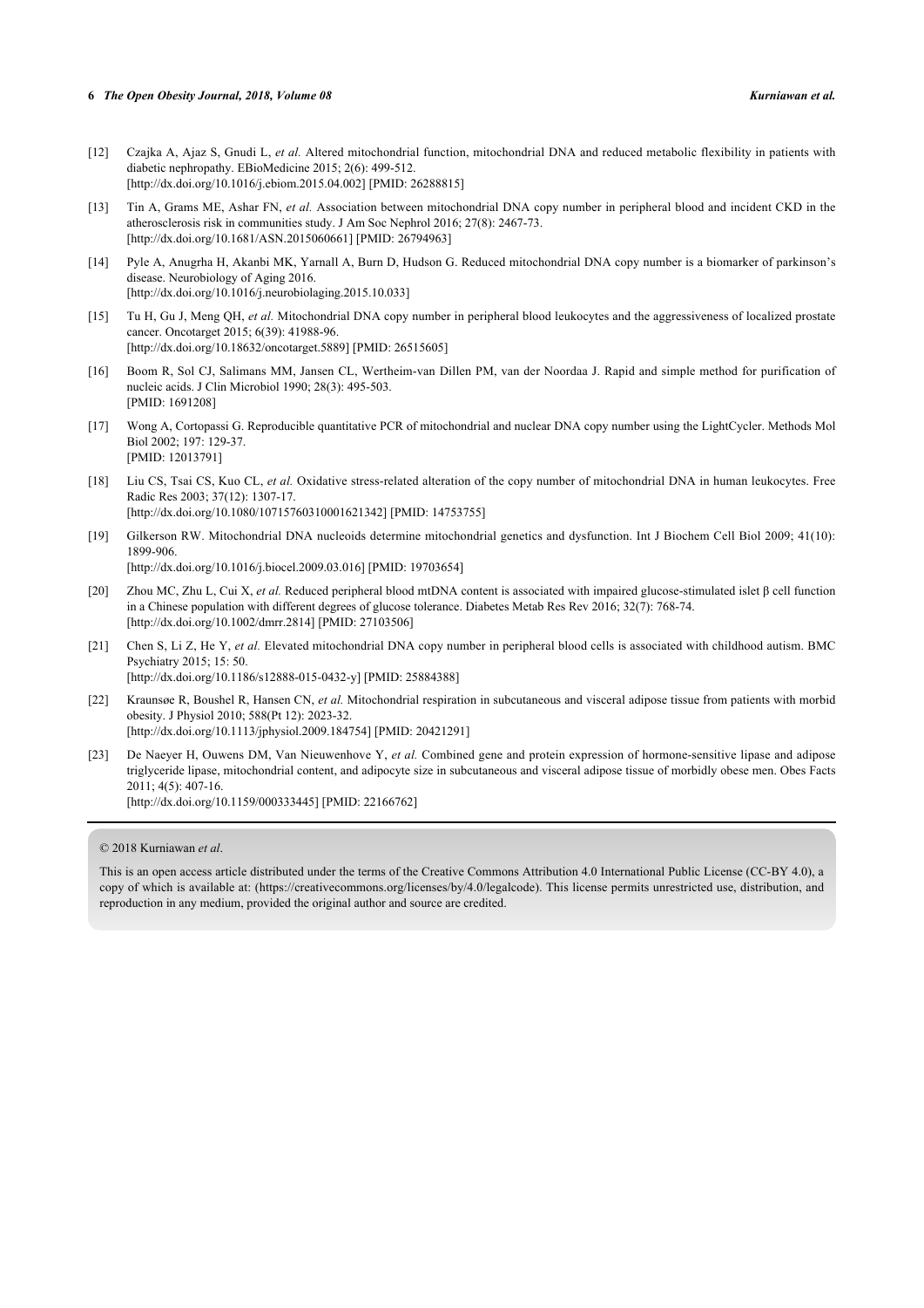[12] Czajka A, Ajaz S, Gnudi L, *et al.* Altered mitochondrial function, mitochondrial DNA and reduced metabolic flexibility in patients with diabetic nephropathy. EBioMedicine 2015; 2(6): 499-512.
[http://dx.doi.org/10.1016/j.ebiom.2015.04.002] [PMID: 26288815]

[13] Tin A, Grams ME, Ashar FN, *et al.* Association between mitochondrial DNA copy number in peripheral blood and incident CKD in the atherosclerosis risk in communities study. J Am Soc Nephrol 2016; 27(8): 2467-73.
[http://dx.doi.org/10.1681/ASN.2015060661] [PMID: 26794963]

[14] Pyle A, Anugrha H, Akanbi MK, Yarnall A, Burn D, Hudson G. Reduced mitochondrial DNA copy number is a biomarker of parkinson's disease. Neurobiology of Aging 2016.
[http://dx.doi.org/10.1016/j.neurobiolaging.2015.10.033]

[15] Tu H, Gu J, Meng QH, *et al.* Mitochondrial DNA copy number in peripheral blood leukocytes and the aggressiveness of localized prostate cancer. Oncotarget 2015; 6(39): 41988-96.
[http://dx.doi.org/10.18632/oncotarget.5889] [PMID: 26515605]

[16] Boom R, Sol CJ, Salimans MM, Jansen CL, Wertheim-van Dillen PM, van der Noordaa J. Rapid and simple method for purification of nucleic acids. J Clin Microbiol 1990; 28(3): 495-503.
[PMID: 1691208]

[17] Wong A, Cortopassi G. Reproducible quantitative PCR of mitochondrial and nuclear DNA copy number using the LightCycler. Methods Mol Biol 2002; 197: 129-37.
[PMID: 12013791]

[18] Liu CS, Tsai CS, Kuo CL, *et al.* Oxidative stress-related alteration of the copy number of mitochondrial DNA in human leukocytes. Free Radic Res 2003; 37(12): 1307-17.
[http://dx.doi.org/10.1080/10715760310001621342] [PMID: 14753755]

[19] Gilkerson RW. Mitochondrial DNA nucleoids determine mitochondrial genetics and dysfunction. Int J Biochem Cell Biol 2009; 41(10): 1899-906.
[http://dx.doi.org/10.1016/j.biocel.2009.03.016] [PMID: 19703654]

[20] Zhou MC, Zhu L, Cui X, *et al.* Reduced peripheral blood mtDNA content is associated with impaired glucose-stimulated islet β cell function in a Chinese population with different degrees of glucose tolerance. Diabetes Metab Res Rev 2016; 32(7): 768-74.
[http://dx.doi.org/10.1002/dmrr.2814] [PMID: 27103506]

[21] Chen S, Li Z, He Y, *et al.* Elevated mitochondrial DNA copy number in peripheral blood cells is associated with childhood autism. BMC Psychiatry 2015; 15: 50.
[http://dx.doi.org/10.1186/s12888-015-0432-y] [PMID: 25884388]

[22] Kraunsøe R, Boushel R, Hansen CN, *et al.* Mitochondrial respiration in subcutaneous and visceral adipose tissue from patients with morbid obesity. J Physiol 2010; 588(Pt 12): 2023-32.
[http://dx.doi.org/10.1113/jphysiol.2009.184754] [PMID: 20421291]

[23] De Naeyer H, Ouwens DM, Van Nieuwenhove Y, *et al.* Combined gene and protein expression of hormone-sensitive lipase and adipose triglyceride lipase, mitochondrial content, and adipocyte size in subcutaneous and visceral adipose tissue of morbidly obese men. Obes Facts 2011; 4(5): 407-16.
[http://dx.doi.org/10.1159/000333445] [PMID: 22166762]

© 2018 Kurniawan *et al*.

This is an open access article distributed under the terms of the Creative Commons Attribution 4.0 International Public License (CC-BY 4.0), a copy of which is available at: (https://creativecommons.org/licenses/by/4.0/legalcode). This license permits unrestricted use, distribution, and reproduction in any medium, provided the original author and source are credited.